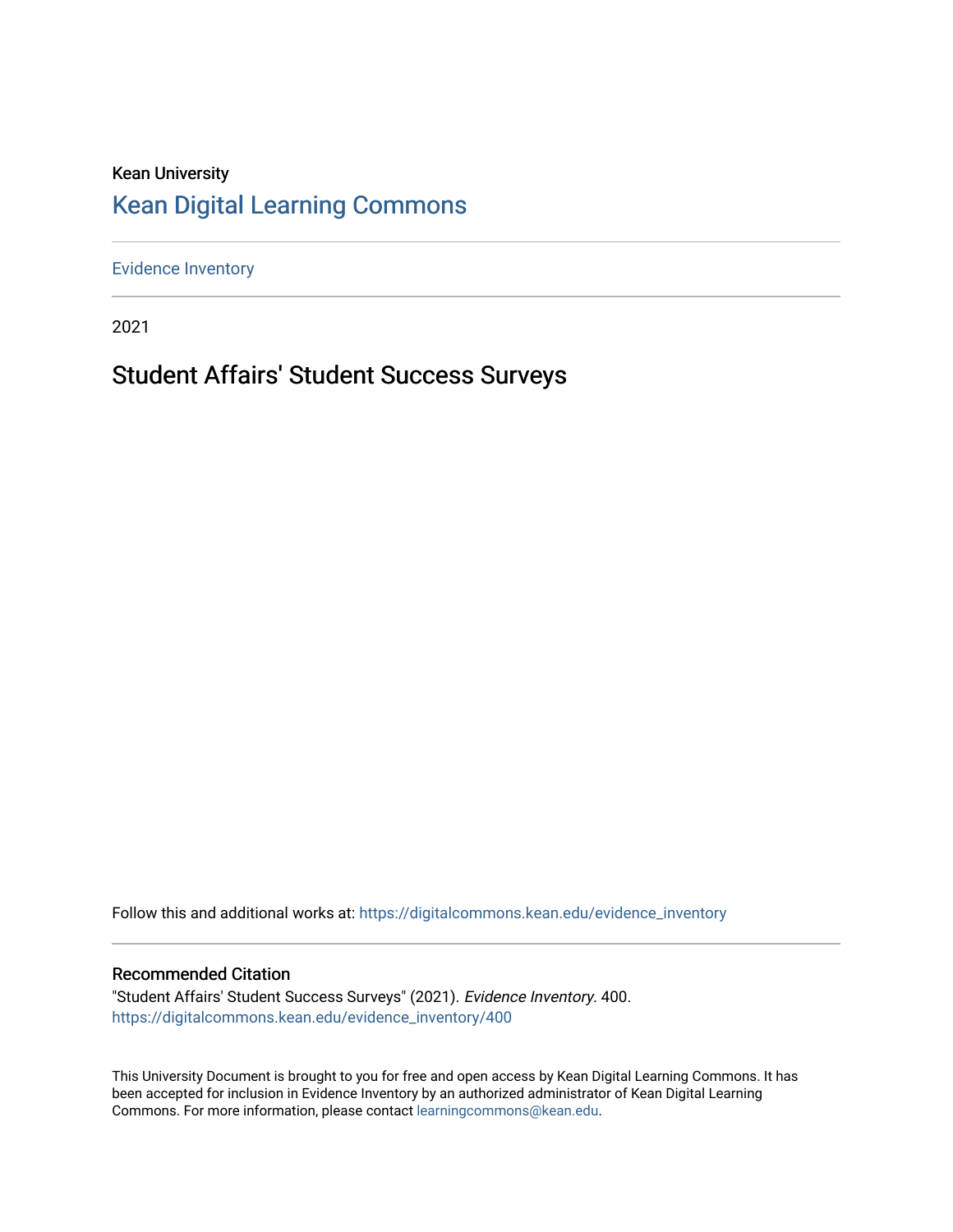Kean University

## Kean Digital Learning Commons

Evidence Inventory

2021

# Student Affairs' Student Success Surveys

Follow this and additional works at: https://digitalcommons.kean.edu/evidence_inventory

### Recommended Citation

"Student Affairs' Student Success Surveys" (2021). *Evidence Inventory*. 400.
https://digitalcommons.kean.edu/evidence_inventory/400

This University Document is brought to you for free and open access by Kean Digital Learning Commons. It has been accepted for inclusion in Evidence Inventory by an authorized administrator of Kean Digital Learning Commons. For more information, please contact learningcommons@kean.edu.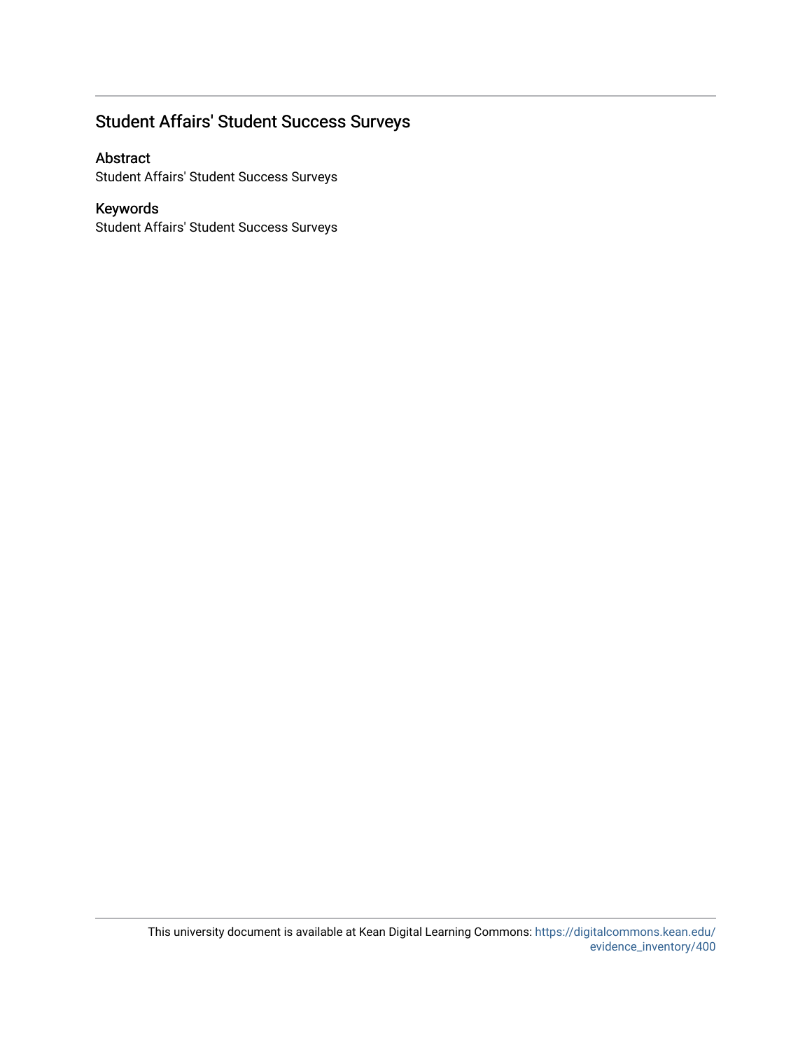## Student Affairs' Student Success Surveys

### Abstract

Student Affairs' Student Success Surveys

### Keywords

Student Affairs' Student Success Surveys

This university document is available at Kean Digital Learning Commons: https://digitalcommons.kean.edu/evidence_inventory/400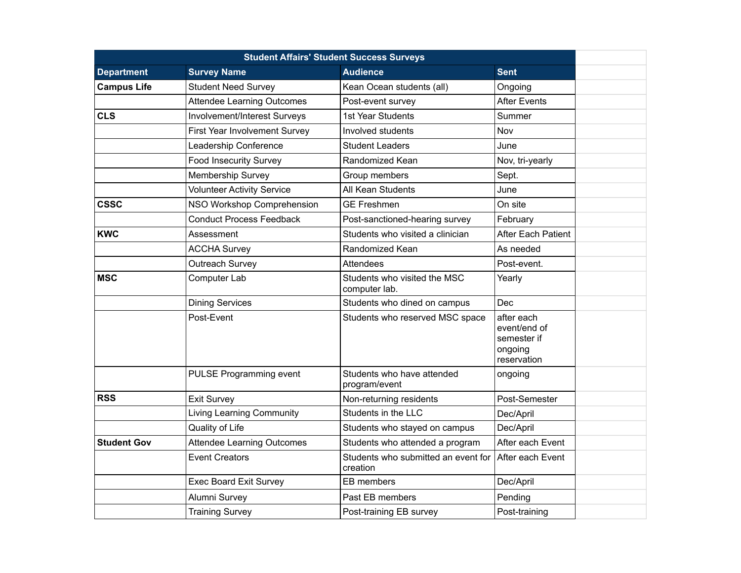| Student Affairs' Student Success Surveys | | | |
|---|---|---|---|
| **Department** | **Survey Name** | **Audience** | **Sent** |
| **Campus Life** | Student Need Survey | Kean Ocean students (all) | Ongoing |
| | Attendee Learning Outcomes | Post-event survey | After Events |
| **CLS** | Involvement/Interest Surveys | 1st Year Students | Summer |
| | First Year Involvement Survey | Involved students | Nov |
| | Leadership Conference | Student Leaders | June |
| | Food Insecurity Survey | Randomized Kean | Nov, tri-yearly |
| | Membership Survey | Group members | Sept. |
| | Volunteer Activity Service | All Kean Students | June |
| **CSSC** | NSO Workshop Comprehension | GE Freshmen | On site |
| | Conduct Process Feedback | Post-sanctioned-hearing survey | February |
| **KWC** | Assessment | Students who visited a clinician | After Each Patient |
| | ACCHA Survey | Randomized Kean | As needed |
| | Outreach Survey | Attendees | Post-event. |
| **MSC** | Computer Lab | Students who visited the MSC computer lab. | Yearly |
| | Dining Services | Students who dined on campus | Dec |
| | Post-Event | Students who reserved MSC space | after each event/end of semester if ongoing reservation |
| | PULSE Programming event | Students who have attended program/event | ongoing |
| **RSS** | Exit Survey | Non-returning residents | Post-Semester |
| | Living Learning Community | Students in the LLC | Dec/April |
| | Quality of Life | Students who stayed on campus | Dec/April |
| **Student Gov** | Attendee Learning Outcomes | Students who attended a program | After each Event |
| | Event Creators | Students who submitted an event for creation | After each Event |
| | Exec Board Exit Survey | EB members | Dec/April |
| | Alumni Survey | Past EB members | Pending |
| | Training Survey | Post-training EB survey | Post-training |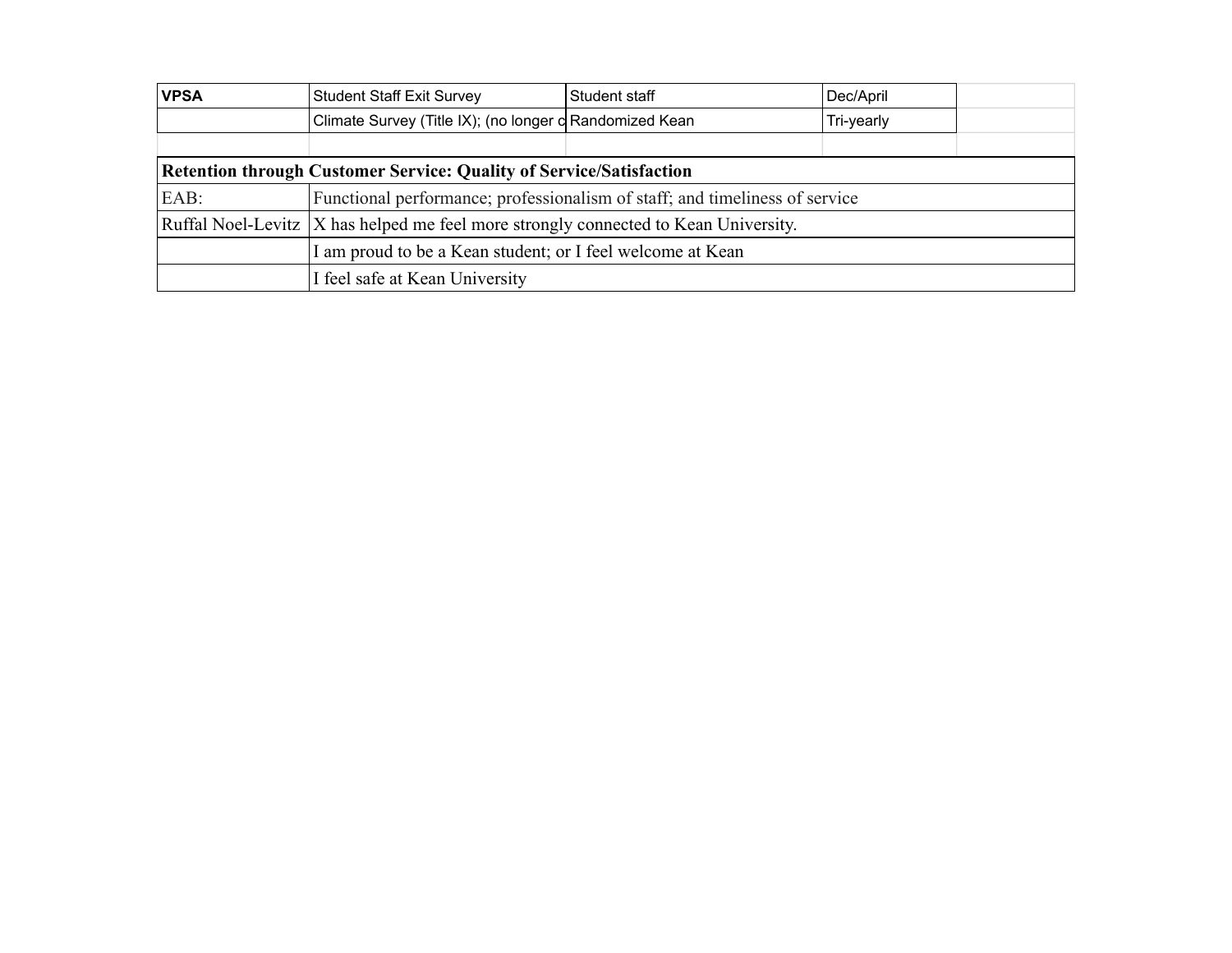| | | | | |
|---|---|---|---|---|
| **VPSA** | Student Staff Exit Survey | Student staff | Dec/April | |
| | Climate Survey (Title IX); (no longer c | Randomized Kean | Tri-yearly | |
| | | | | |

| **Retention through Customer Service: Quality of Service/Satisfaction** | |
|---|---|
| EAB: | Functional performance; professionalism of staff; and timeliness of service |
| Ruffal Noel-Levitz | X has helped me feel more strongly connected to Kean University. |
| | I am proud to be a Kean student; or I feel welcome at Kean |
| | I feel safe at Kean University |